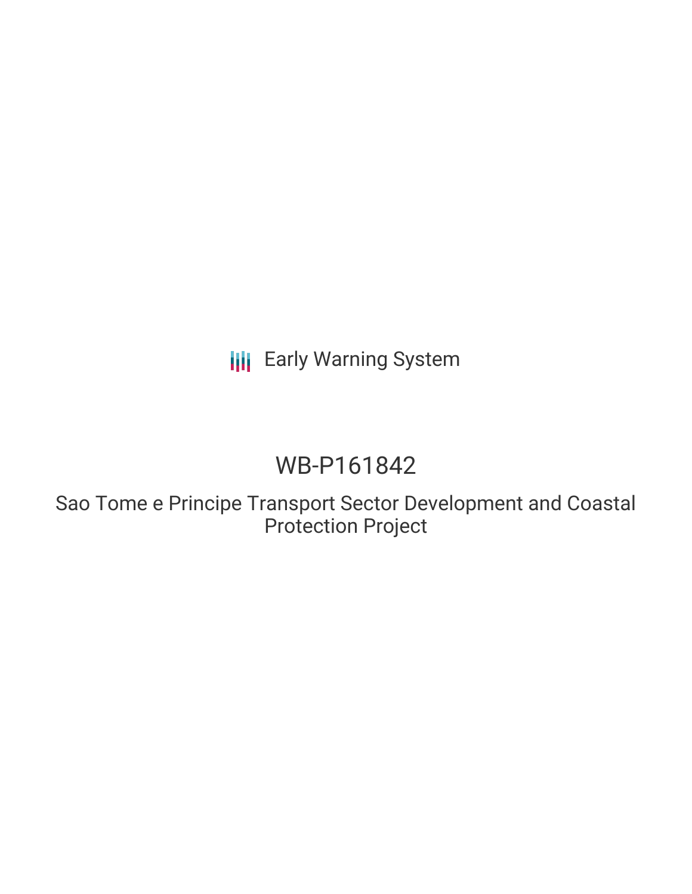Early Warning System

# WB-P161842

## Sao Tome e Principe Transport Sector Development and Coastal Protection Project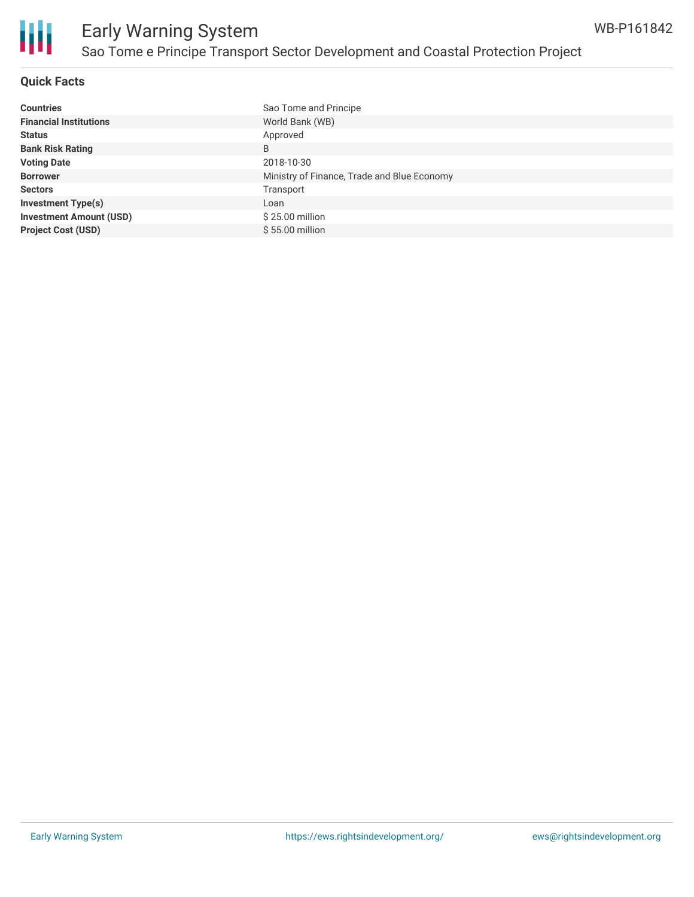## Quick Facts

| | |
|---|---|
| **Countries** | Sao Tome and Principe |
| **Financial Institutions** | World Bank (WB) |
| **Status** | Approved |
| **Bank Risk Rating** | B |
| **Voting Date** | 2018-10-30 |
| **Borrower** | Ministry of Finance, Trade and Blue Economy |
| **Sectors** | Transport |
| **Investment Type(s)** | Loan |
| **Investment Amount (USD)** | $ 25.00 million |
| **Project Cost (USD)** | $ 55.00 million |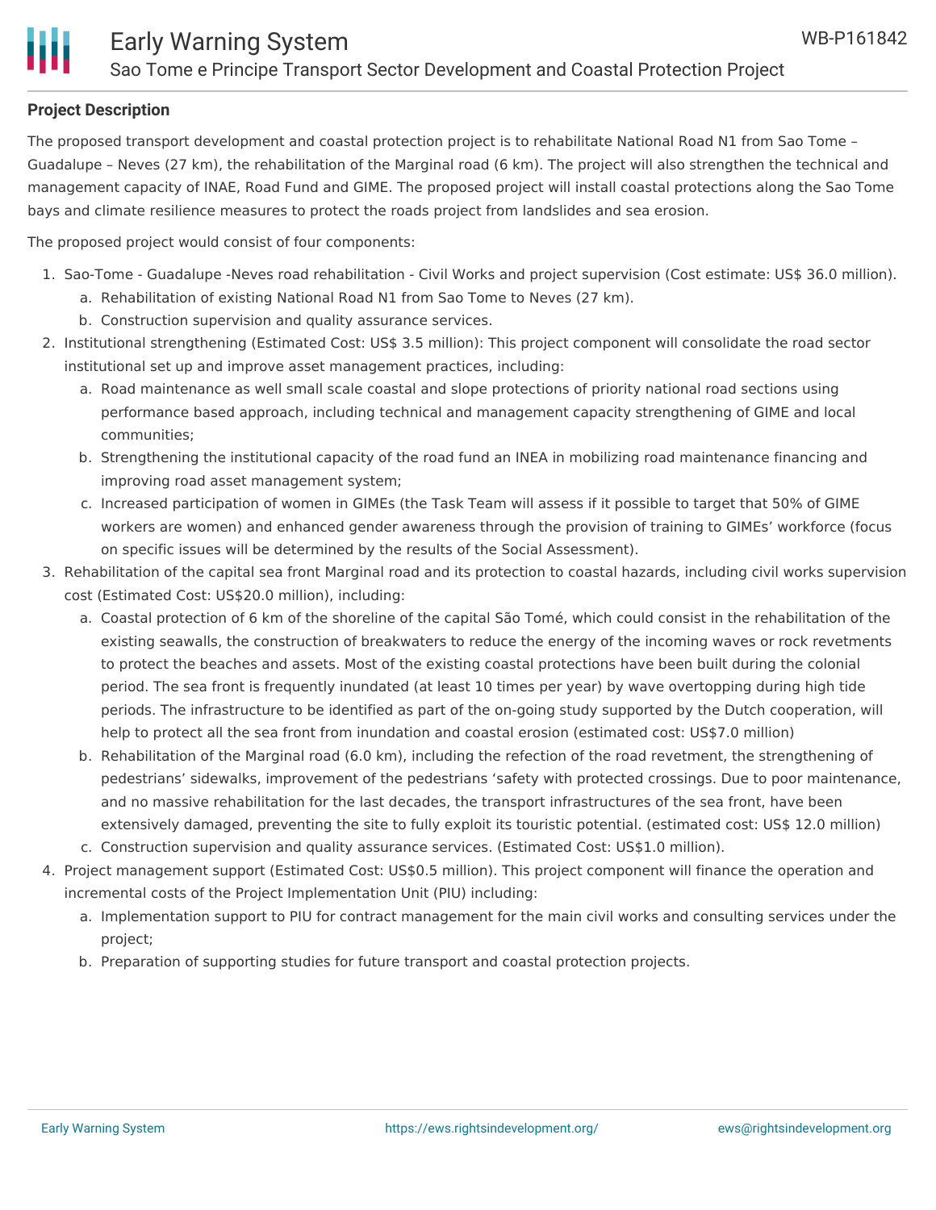**Project Description**

The proposed transport development and coastal protection project is to rehabilitate National Road N1 from Sao Tome – Guadalupe – Neves (27 km), the rehabilitation of the Marginal road (6 km). The project will also strengthen the technical and management capacity of INAE, Road Fund and GIME. The proposed project will install coastal protections along the Sao Tome bays and climate resilience measures to protect the roads project from landslides and sea erosion.

The proposed project would consist of four components:

1. Sao-Tome - Guadalupe -Neves road rehabilitation - Civil Works and project supervision (Cost estimate: US$ 36.0 million).
   a. Rehabilitation of existing National Road N1 from Sao Tome to Neves (27 km).
   b. Construction supervision and quality assurance services.
2. Institutional strengthening (Estimated Cost: US$ 3.5 million): This project component will consolidate the road sector institutional set up and improve asset management practices, including:
   a. Road maintenance as well small scale coastal and slope protections of priority national road sections using performance based approach, including technical and management capacity strengthening of GIME and local communities;
   b. Strengthening the institutional capacity of the road fund an INEA in mobilizing road maintenance financing and improving road asset management system;
   c. Increased participation of women in GIMEs (the Task Team will assess if it possible to target that 50% of GIME workers are women) and enhanced gender awareness through the provision of training to GIMEs' workforce (focus on specific issues will be determined by the results of the Social Assessment).
3. Rehabilitation of the capital sea front Marginal road and its protection to coastal hazards, including civil works supervision cost (Estimated Cost: US$20.0 million), including:
   a. Coastal protection of 6 km of the shoreline of the capital São Tomé, which could consist in the rehabilitation of the existing seawalls, the construction of breakwaters to reduce the energy of the incoming waves or rock revetments to protect the beaches and assets. Most of the existing coastal protections have been built during the colonial period. The sea front is frequently inundated (at least 10 times per year) by wave overtopping during high tide periods. The infrastructure to be identified as part of the on-going study supported by the Dutch cooperation, will help to protect all the sea front from inundation and coastal erosion (estimated cost: US$7.0 million)
   b. Rehabilitation of the Marginal road (6.0 km), including the refection of the road revetment, the strengthening of pedestrians' sidewalks, improvement of the pedestrians 'safety with protected crossings. Due to poor maintenance, and no massive rehabilitation for the last decades, the transport infrastructures of the sea front, have been extensively damaged, preventing the site to fully exploit its touristic potential. (estimated cost: US$ 12.0 million)
   c. Construction supervision and quality assurance services. (Estimated Cost: US$1.0 million).
4. Project management support (Estimated Cost: US$0.5 million). This project component will finance the operation and incremental costs of the Project Implementation Unit (PIU) including:
   a. Implementation support to PIU for contract management for the main civil works and consulting services under the project;
   b. Preparation of supporting studies for future transport and coastal protection projects.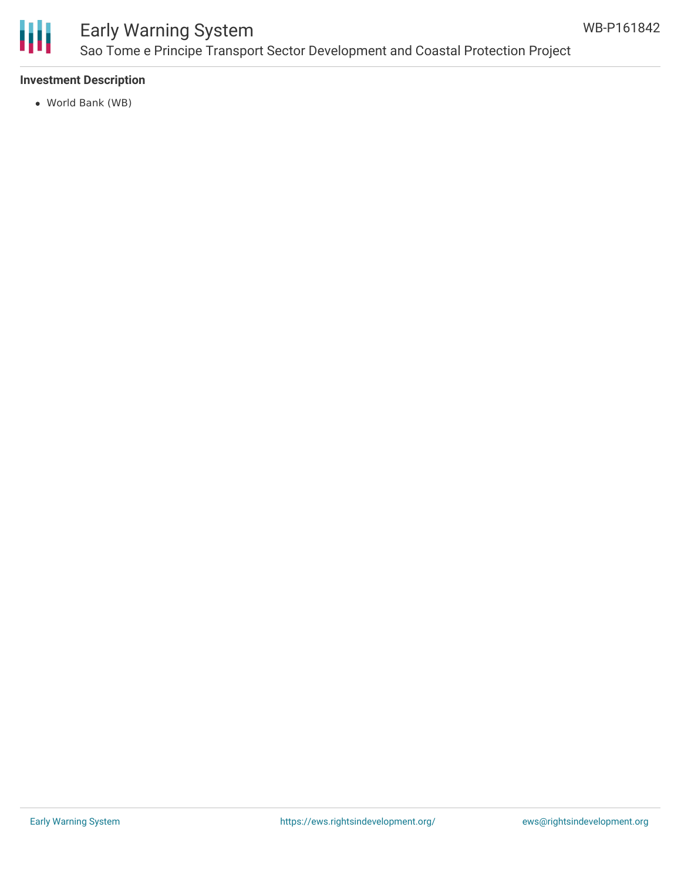**Investment Description**

- World Bank (WB)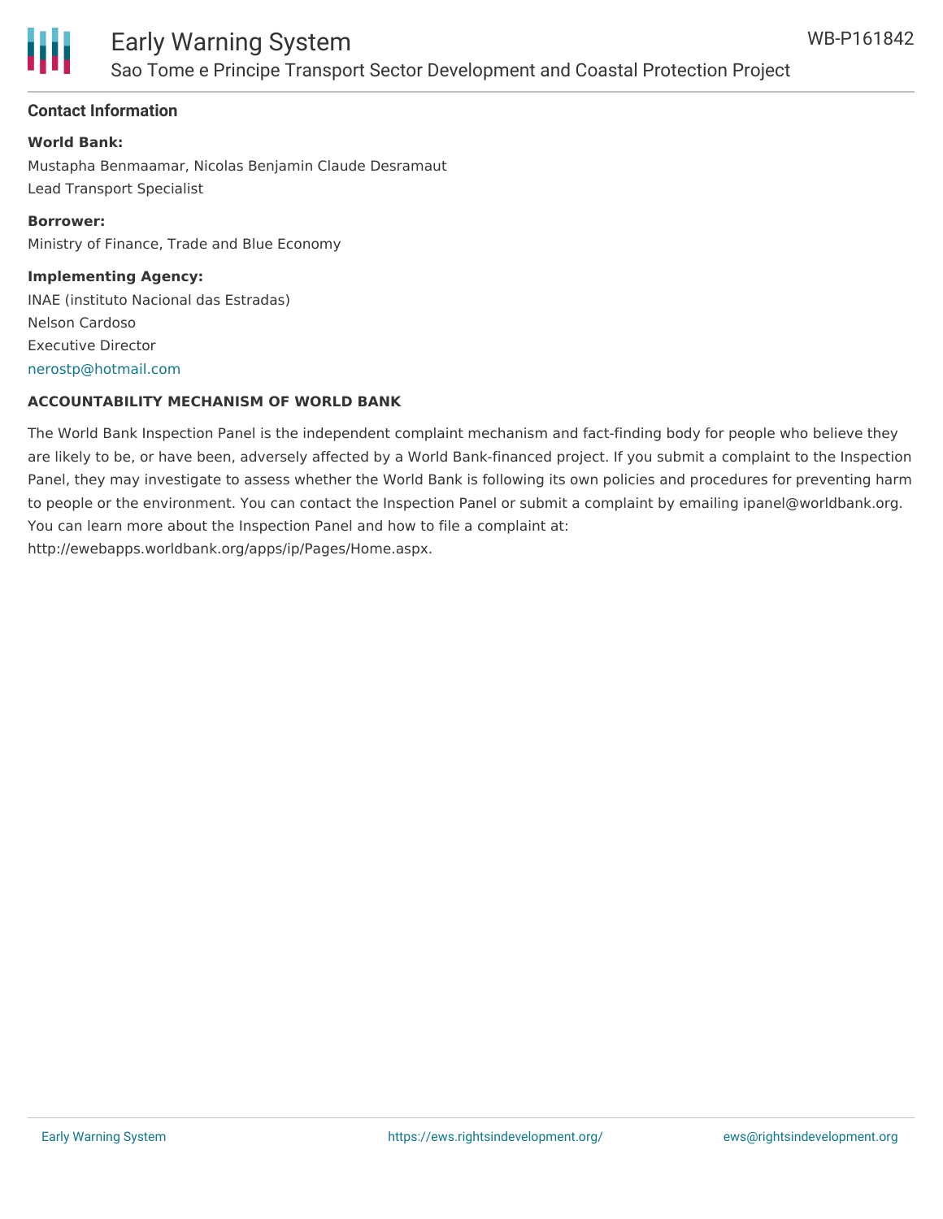## Contact Information

**World Bank:**

Mustapha Benmaamar, Nicolas Benjamin Claude Desramaut
Lead Transport Specialist

**Borrower:**

Ministry of Finance, Trade and Blue Economy

**Implementing Agency:**

INAE (instituto Nacional das Estradas)
Nelson Cardoso
Executive Director
nerostp@hotmail.com

**ACCOUNTABILITY MECHANISM OF WORLD BANK**

The World Bank Inspection Panel is the independent complaint mechanism and fact-finding body for people who believe they are likely to be, or have been, adversely affected by a World Bank-financed project. If you submit a complaint to the Inspection Panel, they may investigate to assess whether the World Bank is following its own policies and procedures for preventing harm to people or the environment. You can contact the Inspection Panel or submit a complaint by emailing ipanel@worldbank.org. You can learn more about the Inspection Panel and how to file a complaint at: http://ewebapps.worldbank.org/apps/ip/Pages/Home.aspx.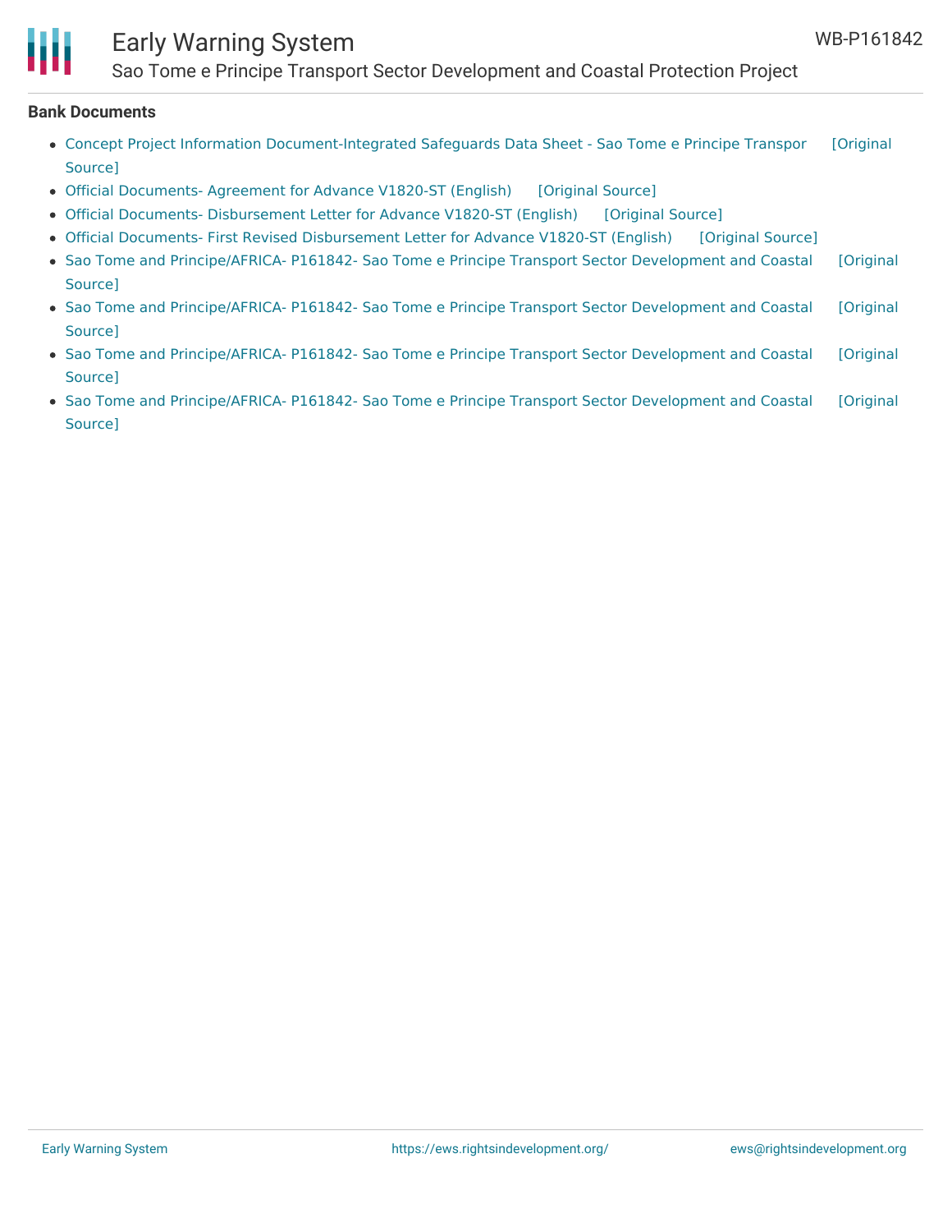**Bank Documents**

- Concept Project Information Document-Integrated Safeguards Data Sheet - Sao Tome e Principe Transpor [Original Source]
- Official Documents- Agreement for Advance V1820-ST (English) [Original Source]
- Official Documents- Disbursement Letter for Advance V1820-ST (English) [Original Source]
- Official Documents- First Revised Disbursement Letter for Advance V1820-ST (English) [Original Source]
- Sao Tome and Principe/AFRICA- P161842- Sao Tome e Principe Transport Sector Development and Coastal [Original Source]
- Sao Tome and Principe/AFRICA- P161842- Sao Tome e Principe Transport Sector Development and Coastal [Original Source]
- Sao Tome and Principe/AFRICA- P161842- Sao Tome e Principe Transport Sector Development and Coastal [Original Source]
- Sao Tome and Principe/AFRICA- P161842- Sao Tome e Principe Transport Sector Development and Coastal [Original Source]